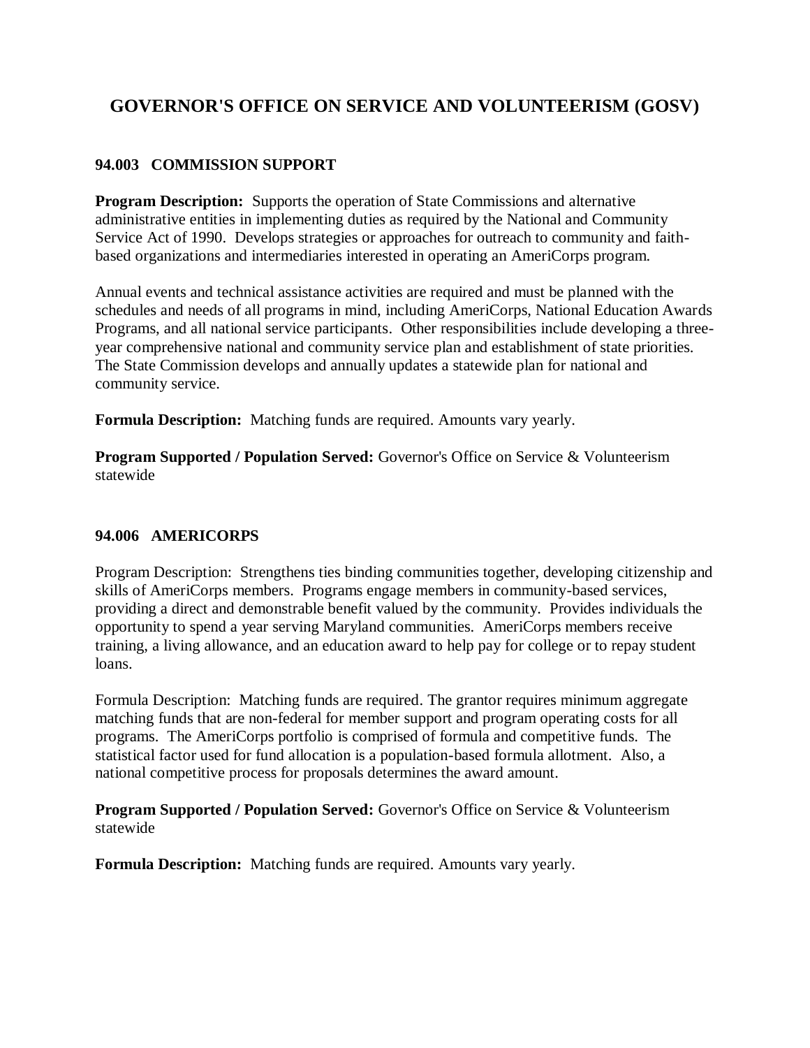# GOVERNOR'S OFFICE ON SERVICE AND VOLUNTEERISM (GOSV)

## 94.003 COMMISSION SUPPORT

**Program Description:** Supports the operation of State Commissions and alternative administrative entities in implementing duties as required by the National and Community Service Act of 1990. Develops strategies or approaches for outreach to community and faith-based organizations and intermediaries interested in operating an AmeriCorps program.

Annual events and technical assistance activities are required and must be planned with the schedules and needs of all programs in mind, including AmeriCorps, National Education Awards Programs, and all national service participants. Other responsibilities include developing a three-year comprehensive national and community service plan and establishment of state priorities. The State Commission develops and annually updates a statewide plan for national and community service.

**Formula Description:** Matching funds are required. Amounts vary yearly.

**Program Supported / Population Served:** Governor's Office on Service & Volunteerism statewide

## 94.006 AMERICORPS

Program Description: Strengthens ties binding communities together, developing citizenship and skills of AmeriCorps members. Programs engage members in community-based services, providing a direct and demonstrable benefit valued by the community. Provides individuals the opportunity to spend a year serving Maryland communities. AmeriCorps members receive training, a living allowance, and an education award to help pay for college or to repay student loans.

Formula Description: Matching funds are required. The grantor requires minimum aggregate matching funds that are non-federal for member support and program operating costs for all programs. The AmeriCorps portfolio is comprised of formula and competitive funds. The statistical factor used for fund allocation is a population-based formula allotment. Also, a national competitive process for proposals determines the award amount.

**Program Supported / Population Served:** Governor's Office on Service & Volunteerism statewide

**Formula Description:** Matching funds are required. Amounts vary yearly.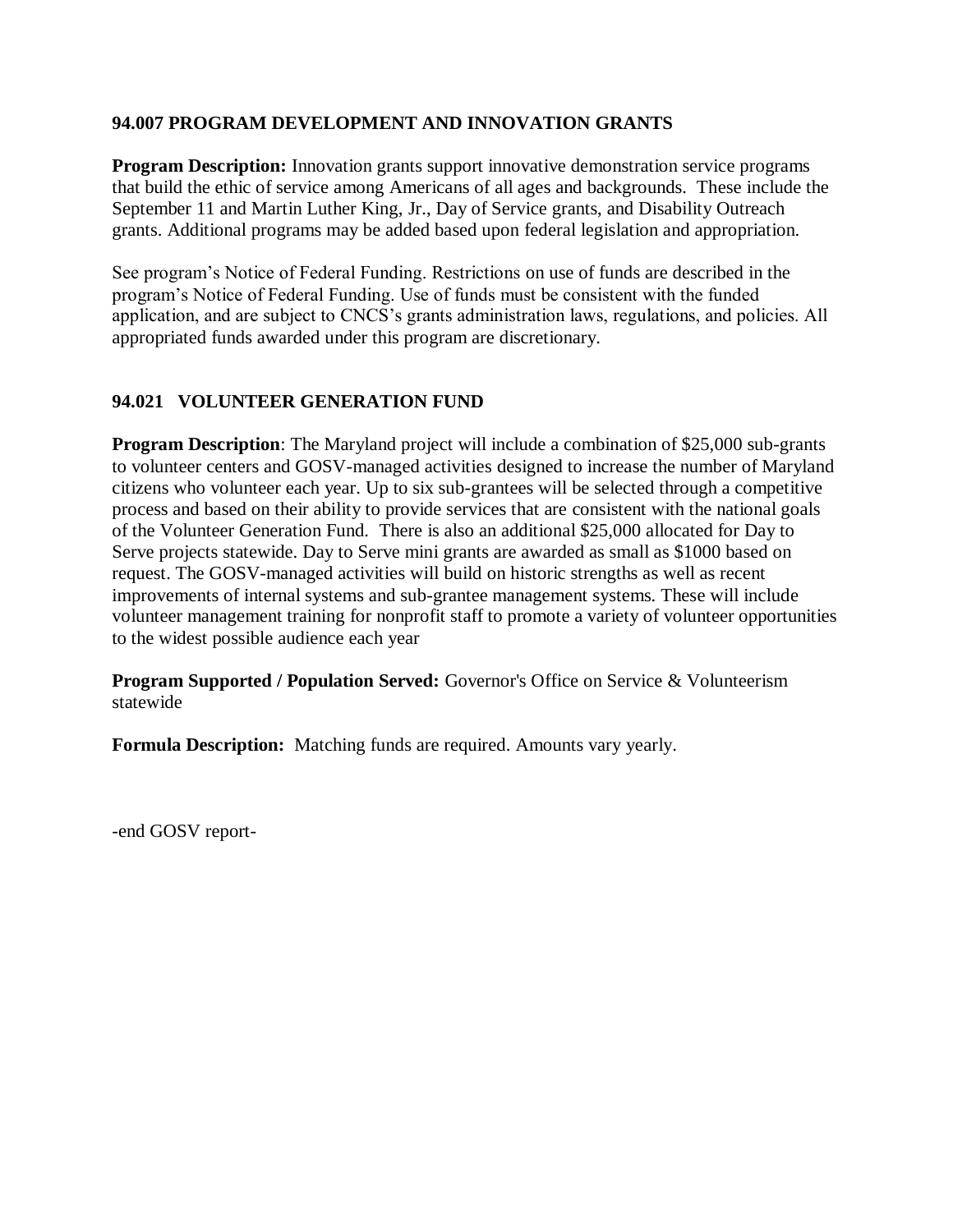### 94.007 PROGRAM DEVELOPMENT AND INNOVATION GRANTS

**Program Description:** Innovation grants support innovative demonstration service programs that build the ethic of service among Americans of all ages and backgrounds. These include the September 11 and Martin Luther King, Jr., Day of Service grants, and Disability Outreach grants. Additional programs may be added based upon federal legislation and appropriation.

See program's Notice of Federal Funding. Restrictions on use of funds are described in the program's Notice of Federal Funding. Use of funds must be consistent with the funded application, and are subject to CNCS's grants administration laws, regulations, and policies. All appropriated funds awarded under this program are discretionary.

### 94.021 VOLUNTEER GENERATION FUND

**Program Description**: The Maryland project will include a combination of $25,000 sub-grants to volunteer centers and GOSV-managed activities designed to increase the number of Maryland citizens who volunteer each year. Up to six sub-grantees will be selected through a competitive process and based on their ability to provide services that are consistent with the national goals of the Volunteer Generation Fund. There is also an additional $25,000 allocated for Day to Serve projects statewide. Day to Serve mini grants are awarded as small as $1000 based on request. The GOSV-managed activities will build on historic strengths as well as recent improvements of internal systems and sub-grantee management systems. These will include volunteer management training for nonprofit staff to promote a variety of volunteer opportunities to the widest possible audience each year

**Program Supported / Population Served:** Governor's Office on Service & Volunteerism statewide

**Formula Description:** Matching funds are required. Amounts vary yearly.

-end GOSV report-